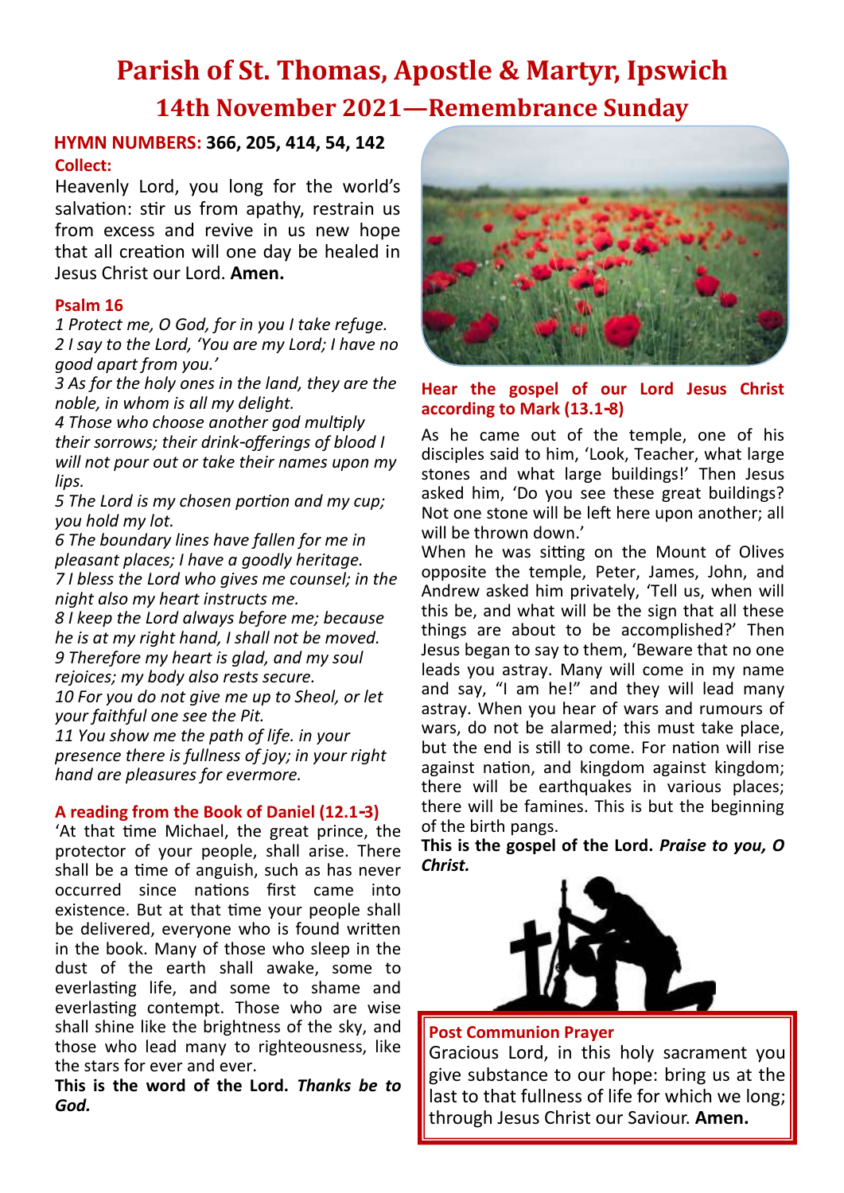# Parish of St. Thomas, Apostle & Martyr, Ipswich

## 14th November 2021—Remembrance Sunday

**HYMN NUMBERS: 366, 205, 414, 54, 142**

**Collect:**

Heavenly Lord, you long for the world's salvation: stir us from apathy, restrain us from excess and revive in us new hope that all creation will one day be healed in Jesus Christ our Lord. **Amen.**

**Psalm 16**

*1 Protect me, O God, for in you I take refuge.*
*2 I say to the Lord, 'You are my Lord; I have no good apart from you.'*
*3 As for the holy ones in the land, they are the noble, in whom is all my delight.*
*4 Those who choose another god multiply their sorrows; their drink-offerings of blood I will not pour out or take their names upon my lips.*
*5 The Lord is my chosen portion and my cup; you hold my lot.*
*6 The boundary lines have fallen for me in pleasant places; I have a goodly heritage.*
*7 I bless the Lord who gives me counsel; in the night also my heart instructs me.*
*8 I keep the Lord always before me; because he is at my right hand, I shall not be moved.*
*9 Therefore my heart is glad, and my soul rejoices; my body also rests secure.*
*10 For you do not give me up to Sheol, or let your faithful one see the Pit.*
*11 You show me the path of life. in your presence there is fullness of joy; in your right hand are pleasures for evermore.*

**A reading from the Book of Daniel (12.1-3)**

'At that time Michael, the great prince, the protector of your people, shall arise. There shall be a time of anguish, such as has never occurred since nations first came into existence. But at that time your people shall be delivered, everyone who is found written in the book. Many of those who sleep in the dust of the earth shall awake, some to everlasting life, and some to shame and everlasting contempt. Those who are wise shall shine like the brightness of the sky, and those who lead many to righteousness, like the stars for ever and ever.

**This is the word of the Lord.** ***Thanks be to God.***

**Hear the gospel of our Lord Jesus Christ according to Mark (13.1-8)**

As he came out of the temple, one of his disciples said to him, 'Look, Teacher, what large stones and what large buildings!' Then Jesus asked him, 'Do you see these great buildings? Not one stone will be left here upon another; all will be thrown down.'

When he was sitting on the Mount of Olives opposite the temple, Peter, James, John, and Andrew asked him privately, 'Tell us, when will this be, and what will be the sign that all these things are about to be accomplished?' Then Jesus began to say to them, 'Beware that no one leads you astray. Many will come in my name and say, "I am he!" and they will lead many astray. When you hear of wars and rumours of wars, do not be alarmed; this must take place, but the end is still to come. For nation will rise against nation, and kingdom against kingdom; there will be earthquakes in various places; there will be famines. This is but the beginning of the birth pangs.

**This is the gospel of the Lord.** ***Praise to you, O Christ.***

**Post Communion Prayer**

Gracious Lord, in this holy sacrament you give substance to our hope: bring us at the last to that fullness of life for which we long; through Jesus Christ our Saviour. **Amen.**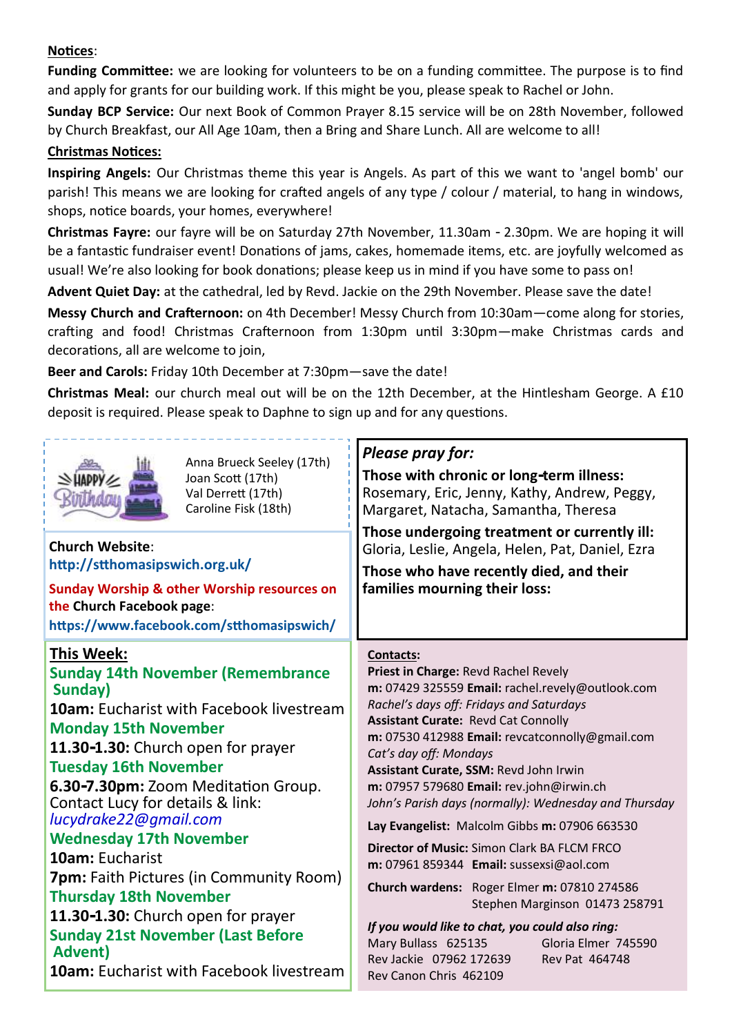**Notices**:

**Funding Committee:** we are looking for volunteers to be on a funding committee. The purpose is to find and apply for grants for our building work. If this might be you, please speak to Rachel or John.

**Sunday BCP Service:** Our next Book of Common Prayer 8.15 service will be on 28th November, followed by Church Breakfast, our All Age 10am, then a Bring and Share Lunch. All are welcome to all!

**Christmas Notices:**

**Inspiring Angels:** Our Christmas theme this year is Angels. As part of this we want to 'angel bomb' our parish! This means we are looking for crafted angels of any type / colour / material, to hang in windows, shops, notice boards, your homes, everywhere!

**Christmas Fayre:** our fayre will be on Saturday 27th November, 11.30am - 2.30pm. We are hoping it will be a fantastic fundraiser event! Donations of jams, cakes, homemade items, etc. are joyfully welcomed as usual! We're also looking for book donations; please keep us in mind if you have some to pass on!

**Advent Quiet Day:** at the cathedral, led by Revd. Jackie on the 29th November. Please save the date!

**Messy Church and Crafternoon:** on 4th December! Messy Church from 10:30am—come along for stories, crafting and food! Christmas Crafternoon from 1:30pm until 3:30pm—make Christmas cards and decorations, all are welcome to join,

**Beer and Carols:** Friday 10th December at 7:30pm—save the date!

**Christmas Meal:** our church meal out will be on the 12th December, at the Hintlesham George. A £10 deposit is required. Please speak to Daphne to sign up and for any questions.

Happy Birthday

Anna Brueck Seeley (17th)
Joan Scott (17th)
Val Derrett (17th)
Caroline Fisk (18th)

**Church Website**:
**http://stthomasipswich.org.uk/**

**Sunday Worship & other Worship resources on the Church Facebook page**:
**https://www.facebook.com/stthomasipswich/**

## This Week:

**Sunday 14th November (Remembrance Sunday)**
**10am:** Eucharist with Facebook livestream

**Monday 15th November**
**11.30-1.30:** Church open for prayer

**Tuesday 16th November**
**6.30-7.30pm:** Zoom Meditation Group. Contact Lucy for details & link: *lucydrake22@gmail.com*

**Wednesday 17th November**
**10am:** Eucharist
**7pm:** Faith Pictures (in Community Room)

**Thursday 18th November**
**11.30-1.30:** Church open for prayer

**Sunday 21st November (Last Before Advent)**
**10am:** Eucharist with Facebook livestream

***Please pray for:***

**Those with chronic or long-term illness:**
Rosemary, Eric, Jenny, Kathy, Andrew, Peggy, Margaret, Natacha, Samantha, Theresa

**Those undergoing treatment or currently ill:**
Gloria, Leslie, Angela, Helen, Pat, Daniel, Ezra

**Those who have recently died, and their families mourning their loss:**

**Contacts:**

**Priest in Charge:** Revd Rachel Revely
**m:** 07429 325559 **Email:** rachel.revely@outlook.com
*Rachel's days off: Fridays and Saturdays*

**Assistant Curate:** Revd Cat Connolly
**m:** 07530 412988 **Email:** revcatconnolly@gmail.com
*Cat's day off: Mondays*

**Assistant Curate, SSM:** Revd John Irwin
**m:** 07957 579680 **Email:** rev.john@irwin.ch
*John's Parish days (normally): Wednesday and Thursday*

**Lay Evangelist:** Malcolm Gibbs **m:** 07906 663530

**Director of Music:** Simon Clark BA FLCM FRCO
**m:** 07961 859344 **Email:** sussexsi@aol.com

**Church wardens:** Roger Elmer **m:** 07810 274586
Stephen Marginson 01473 258791

***If you would like to chat, you could also ring:***

Mary Bullass 625135
Gloria Elmer 745590
Rev Jackie 07962 172639
Rev Pat 464748
Rev Canon Chris 462109